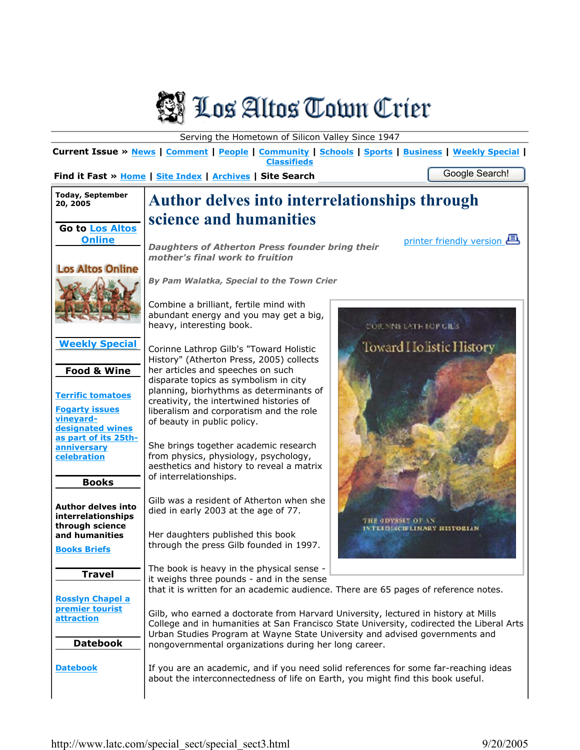# Los Altos Town Crier

Serving the Hometown of Silicon Valley Since 1947

**Current Issue »** News | Comment | People | Community | Schools | Sports | Business | Weekly Special | Classifieds

**Find it Fast »** Home | Site Index | Archives | **Site Search** Google Search!

**Today, September 20, 2005**

**Go to Los Altos Online**

Los Altos Online

**Weekly Special**

**Food & Wine**

Terrific tomatoes

Fogarty issues vineyard-designated wines as part of its 25th-anniversary celebration

**Books**

**Author delves into interrelationships through science and humanities**

Books Briefs

**Travel**

Rosslyn Chapel a premier tourist attraction

**Datebook**

Datebook

# Author delves into interrelationships through science and humanities

printer friendly version

***Daughters of Atherton Press founder bring their mother's final work to fruition***

***By Pam Walatka, Special to the Town Crier***

Combine a brilliant, fertile mind with abundant energy and you may get a big, heavy, interesting book.

Corinne Lathrop Gilb's "Toward Holistic History" (Atherton Press, 2005) collects her articles and speeches on such disparate topics as symbolism in city planning, biorhythms as determinants of creativity, the intertwined histories of liberalism and corporatism and the role of beauty in public policy.

She brings together academic research from physics, physiology, psychology, aesthetics and history to reveal a matrix of interrelationships.

Gilb was a resident of Atherton when she died in early 2003 at the age of 77.

Her daughters published this book through the press Gilb founded in 1997.

The book is heavy in the physical sense - it weighs three pounds - and in the sense that it is written for an academic audience. There are 65 pages of reference notes.

Gilb, who earned a doctorate from Harvard University, lectured in history at Mills College and in humanities at San Francisco State University, codirected the Liberal Arts Urban Studies Program at Wayne State University and advised governments and nongovernmental organizations during her long career.

If you are an academic, and if you need solid references for some far-reaching ideas about the interconnectedness of life on Earth, you might find this book useful.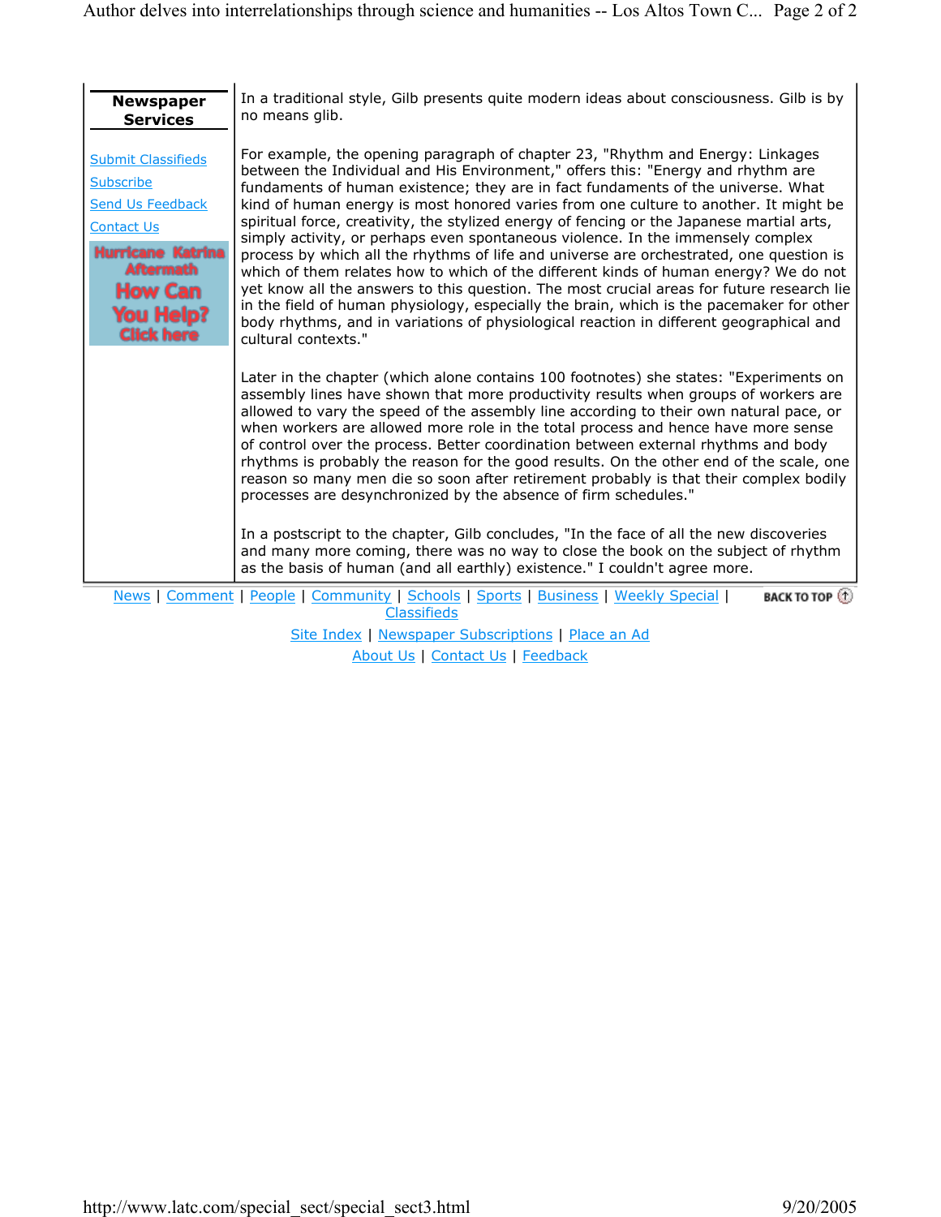**Newspaper Services**

Submit Classifieds

Subscribe

Send Us Feedback

Contact Us

Hurricane Katrina Aftermath How Can You Help? Click here

In a traditional style, Gilb presents quite modern ideas about consciousness. Gilb is by no means glib.

For example, the opening paragraph of chapter 23, "Rhythm and Energy: Linkages between the Individual and His Environment," offers this: "Energy and rhythm are fundaments of human existence; they are in fact fundaments of the universe. What kind of human energy is most honored varies from one culture to another. It might be spiritual force, creativity, the stylized energy of fencing or the Japanese martial arts, simply activity, or perhaps even spontaneous violence. In the immensely complex process by which all the rhythms of life and universe are orchestrated, one question is which of them relates how to which of the different kinds of human energy? We do not yet know all the answers to this question. The most crucial areas for future research lie in the field of human physiology, especially the brain, which is the pacemaker for other body rhythms, and in variations of physiological reaction in different geographical and cultural contexts."

Later in the chapter (which alone contains 100 footnotes) she states: "Experiments on assembly lines have shown that more productivity results when groups of workers are allowed to vary the speed of the assembly line according to their own natural pace, or when workers are allowed more role in the total process and hence have more sense of control over the process. Better coordination between external rhythms and body rhythms is probably the reason for the good results. On the other end of the scale, one reason so many men die so soon after retirement probably is that their complex bodily processes are desynchronized by the absence of firm schedules."

In a postscript to the chapter, Gilb concludes, "In the face of all the new discoveries and many more coming, there was no way to close the book on the subject of rhythm as the basis of human (and all earthly) existence." I couldn't agree more.

News | Comment | People | Community | Schools | Sports | Business | Weekly Special | Classifieds

BACK TO TOP

Site Index | Newspaper Subscriptions | Place an Ad

About Us | Contact Us | Feedback